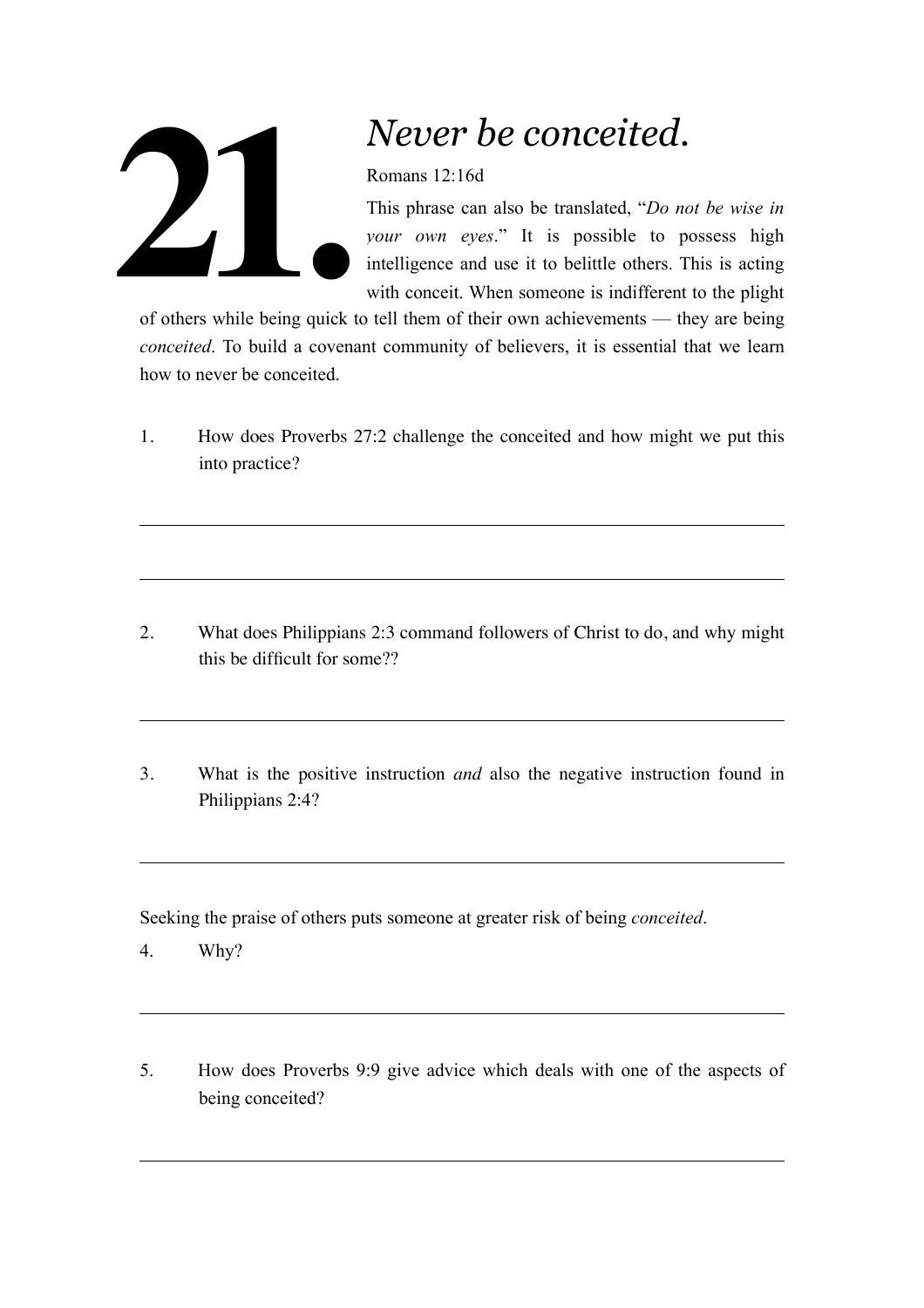# 21. *Never be conceited.*

Romans 12:16d

This phrase can also be translated, "*Do not be wise in your own eyes*." It is possible to possess high intelligence and use it to belittle others. This is acting with conceit. When someone is indifferent to the plight of others while being quick to tell them of their own achievements — they are being *conceited*. To build a covenant community of believers, it is essential that we learn how to never be conceited.

1. How does Proverbs 27:2 challenge the conceited and how might we put this into practice?

---

---

2. What does Philippians 2:3 command followers of Christ to do, and why might this be difficult for some??

---

3. What is the positive instruction *and* also the negative instruction found in Philippians 2:4?

---

Seeking the praise of others puts someone at greater risk of being *conceited*.

4. Why?

---

5. How does Proverbs 9:9 give advice which deals with one of the aspects of being conceited?

---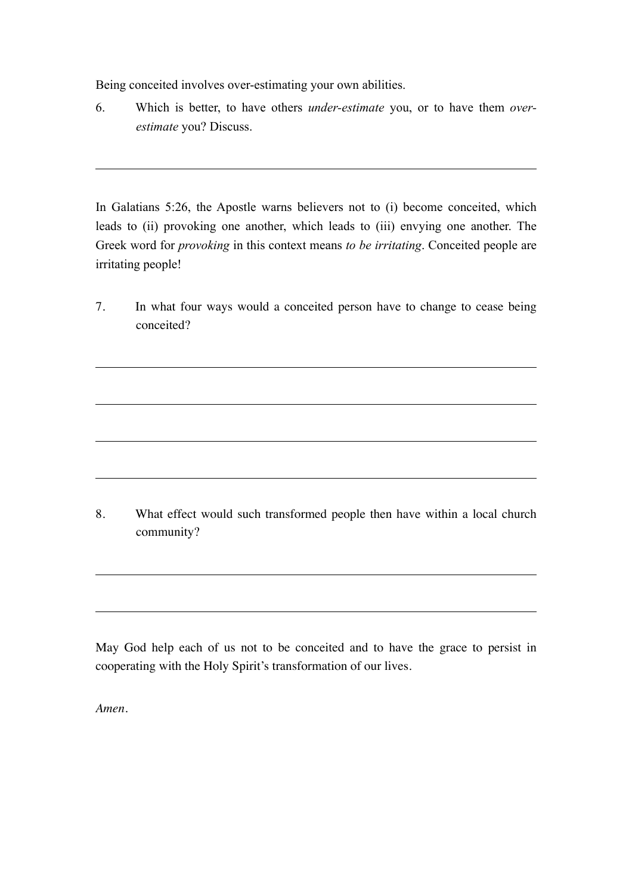Being conceited involves over-estimating your own abilities.

6. Which is better, to have others *under-estimate* you, or to have them *over-estimate* you? Discuss.

---

In Galatians 5:26, the Apostle warns believers not to (i) become conceited, which leads to (ii) provoking one another, which leads to (iii) envying one another. The Greek word for *provoking* in this context means *to be irritating*. Conceited people are irritating people!

7. In what four ways would a conceited person have to change to cease being conceited?

---

---

---

---

8. What effect would such transformed people then have within a local church community?

---

---

May God help each of us not to be conceited and to have the grace to persist in cooperating with the Holy Spirit's transformation of our lives.

*Amen*.